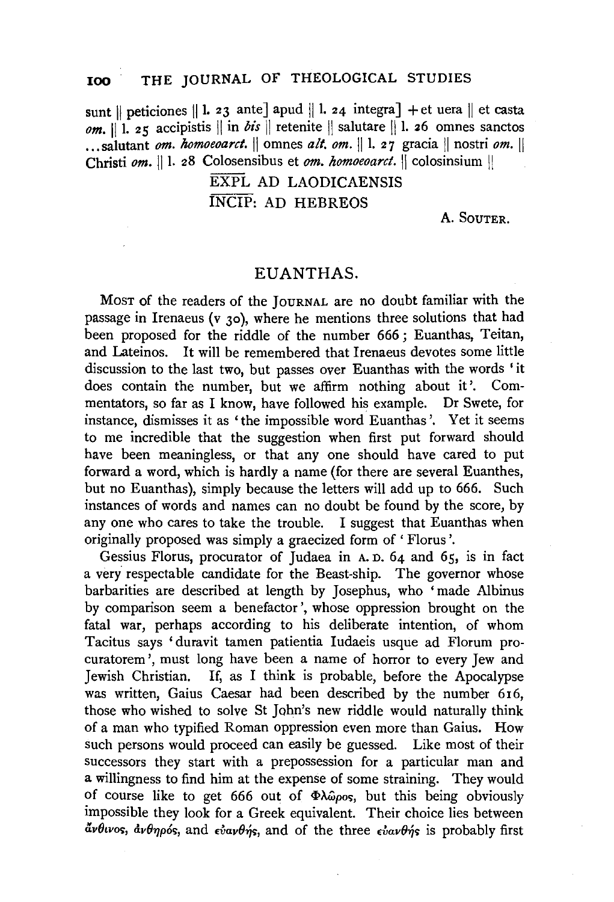sunt || peticiones || l. 23 ante] apud || l. 24 integra] + et uera || et casta *om.* || l. 25 accipistis || in *bis* || retenite || salutare || l. 26 omnes sanctos ...salutant *om. homoeoarct.* || omnes *alt. om.* || l. 27 gracia || nostri *om.* || Christi *om.* || l. 28 Colosensibus et *om. homoeoarct.* || colosinsium ||

EXPL AD LAODICAENSIS
INCIP: AD HEBREOS

A. SOUTER.

## EUANTHAS.

MOST of the readers of the JOURNAL are no doubt familiar with the passage in Irenaeus (v 30), where he mentions three solutions that had been proposed for the riddle of the number 666; Euanthas, Teitan, and Lateinos. It will be remembered that Irenaeus devotes some little discussion to the last two, but passes over Euanthas with the words 'it does contain the number, but we affirm nothing about it'. Commentators, so far as I know, have followed his example. Dr Swete, for instance, dismisses it as 'the impossible word Euanthas'. Yet it seems to me incredible that the suggestion when first put forward should have been meaningless, or that any one should have cared to put forward a word, which is hardly a name (for there are several Euanthes, but no Euanthas), simply because the letters will add up to 666. Such instances of words and names can no doubt be found by the score, by any one who cares to take the trouble. I suggest that Euanthas when originally proposed was simply a graecized form of 'Florus'.

Gessius Florus, procurator of Judaea in A.D. 64 and 65, is in fact a very respectable candidate for the Beast-ship. The governor whose barbarities are described at length by Josephus, who 'made Albinus by comparison seem a benefactor', whose oppression brought on the fatal war, perhaps according to his deliberate intention, of whom Tacitus says 'duravit tamen patientia Iudaeis usque ad Florum procuratorem', must long have been a name of horror to every Jew and Jewish Christian. If, as I think is probable, before the Apocalypse was written, Gaius Caesar had been described by the number 616, those who wished to solve St John's new riddle would naturally think of a man who typified Roman oppression even more than Gaius. How such persons would proceed can easily be guessed. Like most of their successors they start with a prepossession for a particular man and a willingness to find him at the expense of some straining. They would of course like to get 666 out of Φλῶρος, but this being obviously impossible they look for a Greek equivalent. Their choice lies between ἄνθινος, ἀνθηρός, and εὐανθής, and of the three εὐανθής is probably first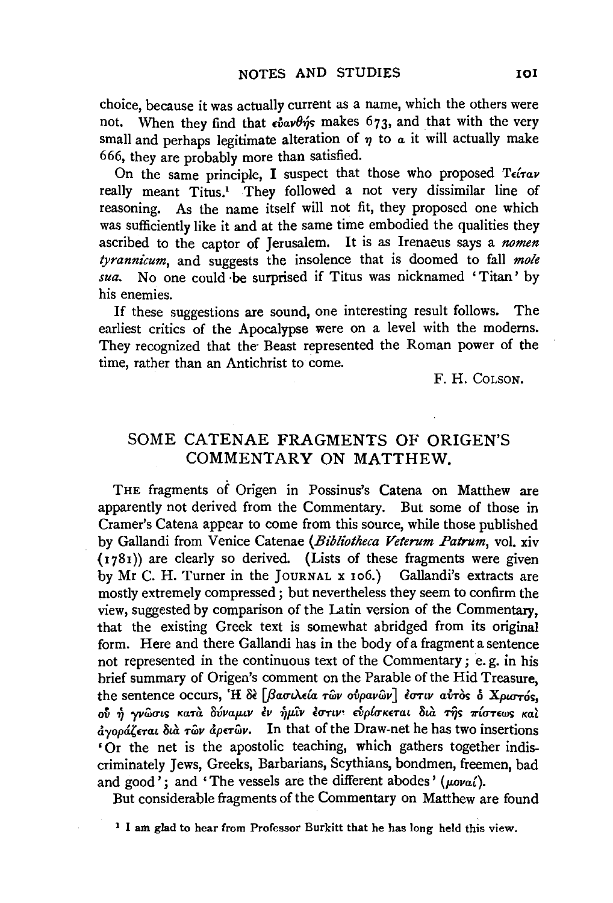choice, because it was actually current as a name, which the others were not. When they find that εὐανθής makes 673, and that with the very small and perhaps legitimate alteration of η to α it will actually make 666, they are probably more than satisfied.

On the same principle, I suspect that those who proposed Τείταν really meant Titus.[1] They followed a not very dissimilar line of reasoning. As the name itself will not fit, they proposed one which was sufficiently like it and at the same time embodied the qualities they ascribed to the captor of Jerusalem. It is as Irenaeus says a *nomen tyrannicum*, and suggests the insolence that is doomed to fall *mole sua*. No one could be surprised if Titus was nicknamed 'Titan' by his enemies.

If these suggestions are sound, one interesting result follows. The earliest critics of the Apocalypse were on a level with the moderns. They recognized that the Beast represented the Roman power of the time, rather than an Antichrist to come.

F. H. Colson.

## SOME CATENAE FRAGMENTS OF ORIGEN'S COMMENTARY ON MATTHEW.

The fragments of Origen in Possinus's Catena on Matthew are apparently not derived from the Commentary. But some of those in Cramer's Catena appear to come from this source, while those published by Gallandi from Venice Catenae (*Bibliotheca Veterum Patrum*, vol. xiv (1781)) are clearly so derived. (Lists of these fragments were given by Mr C. H. Turner in the Journal x 106.) Gallandi's extracts are mostly extremely compressed; but nevertheless they seem to confirm the view, suggested by comparison of the Latin version of the Commentary, that the existing Greek text is somewhat abridged from its original form. Here and there Gallandi has in the body of a fragment a sentence not represented in the continuous text of the Commentary; e. g. in his brief summary of Origen's comment on the Parable of the Hid Treasure, the sentence occurs, Ἡ δὲ [βασιλεία τῶν οὐρανῶν] ἐστιν αὐτὸς ὁ Χριστός, οὗ ἡ γνῶσις κατὰ δύναμιν ἐν ἡμῖν ἐστιν· εὑρίσκεται διὰ τῆς πίστεως καὶ ἀγοράζεται διὰ τῶν ἀρετῶν. In that of the Draw-net he has two insertions 'Or the net is the apostolic teaching, which gathers together indiscriminately Jews, Greeks, Barbarians, Scythians, bondmen, freemen, bad and good'; and 'The vessels are the different abodes' (μοναί).

But considerable fragments of the Commentary on Matthew are found

[1] I am glad to hear from Professor Burkitt that he has long held this view.